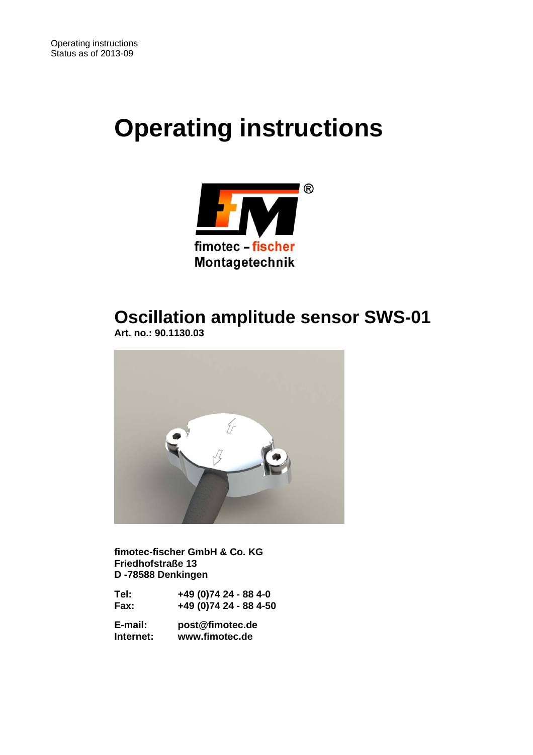Operating instructions
Status as of 2013-09

# Operating instructions

fimotec – fischer
Montagetechnik

## Oscillation amplitude sensor SWS-01

**Art. no.: 90.1130.03**

**fimotec-fischer GmbH & Co. KG**
**Friedhofstraße 13**
**D -78588 Denkingen**

| | |
|---|---|
| **Tel:** | **+49 (0)74 24 - 88 4-0** |
| **Fax:** | **+49 (0)74 24 - 88 4-50** |
| **E-mail:** | **post@fimotec.de** |
| **Internet:** | **www.fimotec.de** |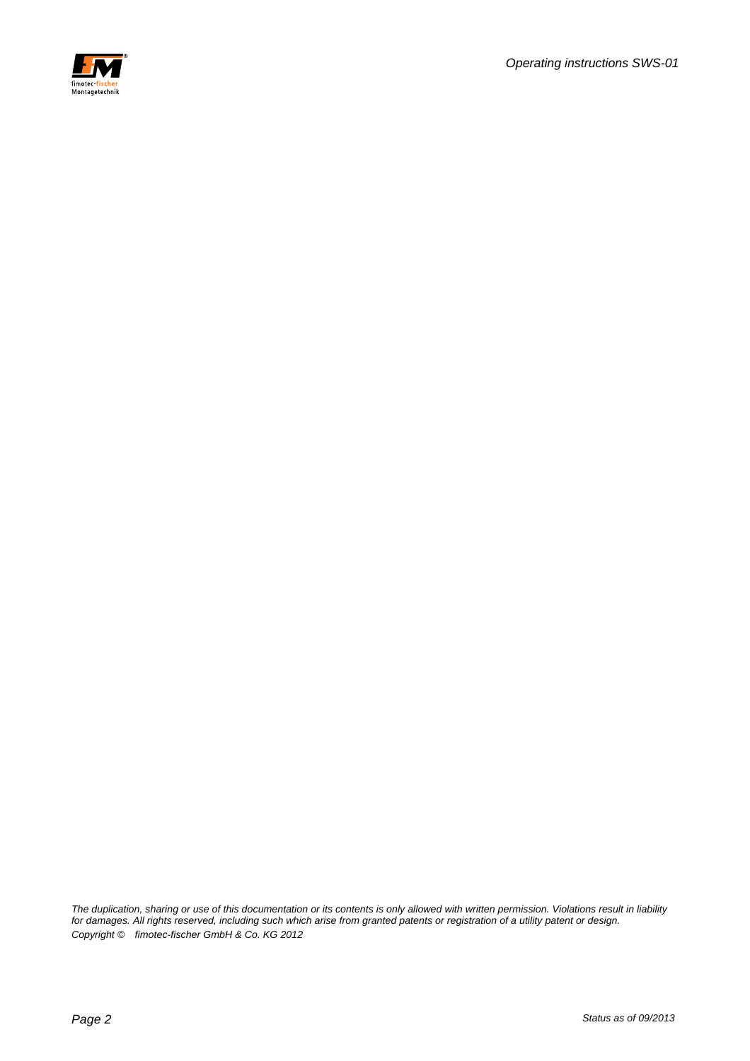*The duplication, sharing or use of this documentation or its contents is only allowed with written permission. Violations result in liability for damages. All rights reserved, including such which arise from granted patents or registration of a utility patent or design.*

*Copyright © fimotec-fischer GmbH & Co. KG 2012*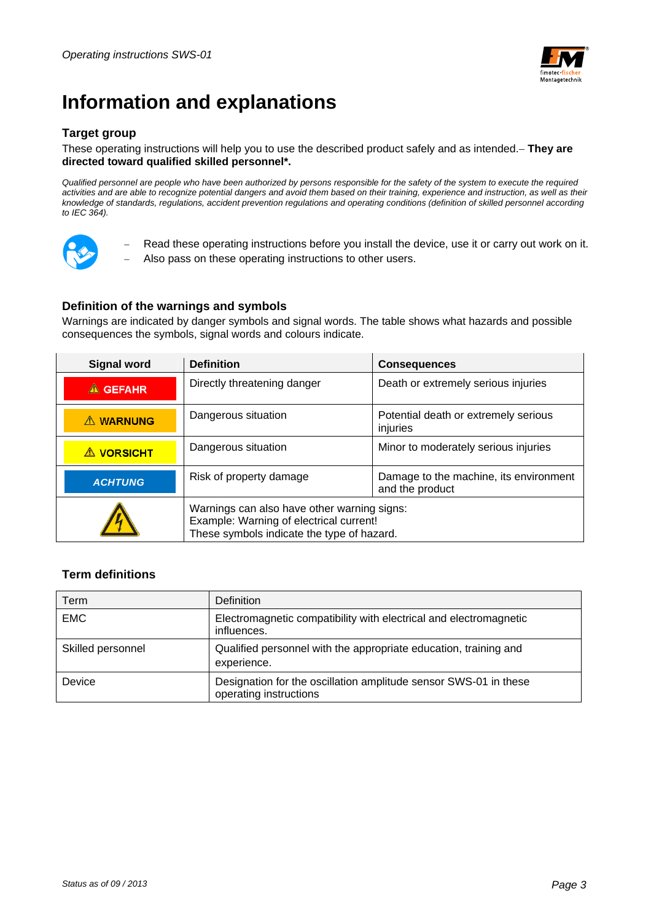# Information and explanations

### Target group

These operating instructions will help you to use the described product safely and as intended.– **They are directed toward qualified skilled personnel*.**

*Qualified personnel are people who have been authorized by persons responsible for the safety of the system to execute the required activities and are able to recognize potential dangers and avoid them based on their training, experience and instruction, as well as their knowledge of standards, regulations, accident prevention regulations and operating conditions (definition of skilled personnel according to IEC 364).*

- Read these operating instructions before you install the device, use it or carry out work on it.
- Also pass on these operating instructions to other users.

### Definition of the warnings and symbols

Warnings are indicated by danger symbols and signal words. The table shows what hazards and possible consequences the symbols, signal words and colours indicate.

| Signal word | Definition | Consequences |
|---|---|---|
| ⚠ GEFAHR | Directly threatening danger | Death or extremely serious injuries |
| ⚠ WARNUNG | Dangerous situation | Potential death or extremely serious injuries |
| ⚠ VORSICHT | Dangerous situation | Minor to moderately serious injuries |
| ACHTUNG | Risk of property damage | Damage to the machine, its environment and the product |
| ⚠ | Warnings can also have other warning signs: Example: Warning of electrical current! These symbols indicate the type of hazard. | |

### Term definitions

| Term | Definition |
|---|---|
| EMC | Electromagnetic compatibility with electrical and electromagnetic influences. |
| Skilled personnel | Qualified personnel with the appropriate education, training and experience. |
| Device | Designation for the oscillation amplitude sensor SWS-01 in these operating instructions |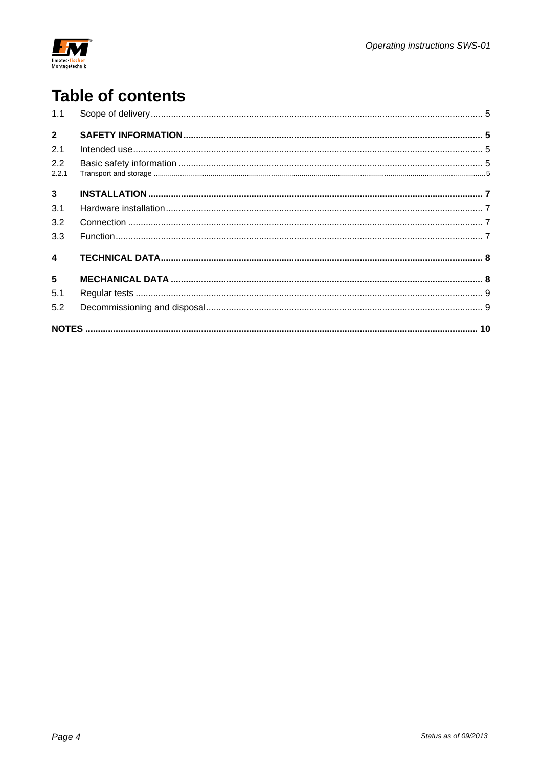# Table of contents

| | | |
|---|---|---|
| 1.1 | Scope of delivery | 5 |
| **2** | **SAFETY INFORMATION** | **5** |
| 2.1 | Intended use | 5 |
| 2.2 | Basic safety information | 5 |
| 2.2.1 | Transport and storage | 5 |
| **3** | **INSTALLATION** | **7** |
| 3.1 | Hardware installation | 7 |
| 3.2 | Connection | 7 |
| 3.3 | Function | 7 |
| **4** | **TECHNICAL DATA** | **8** |
| **5** | **MECHANICAL DATA** | **8** |
| 5.1 | Regular tests | 9 |
| 5.2 | Decommissioning and disposal | 9 |
| **NOTES** | | **10** |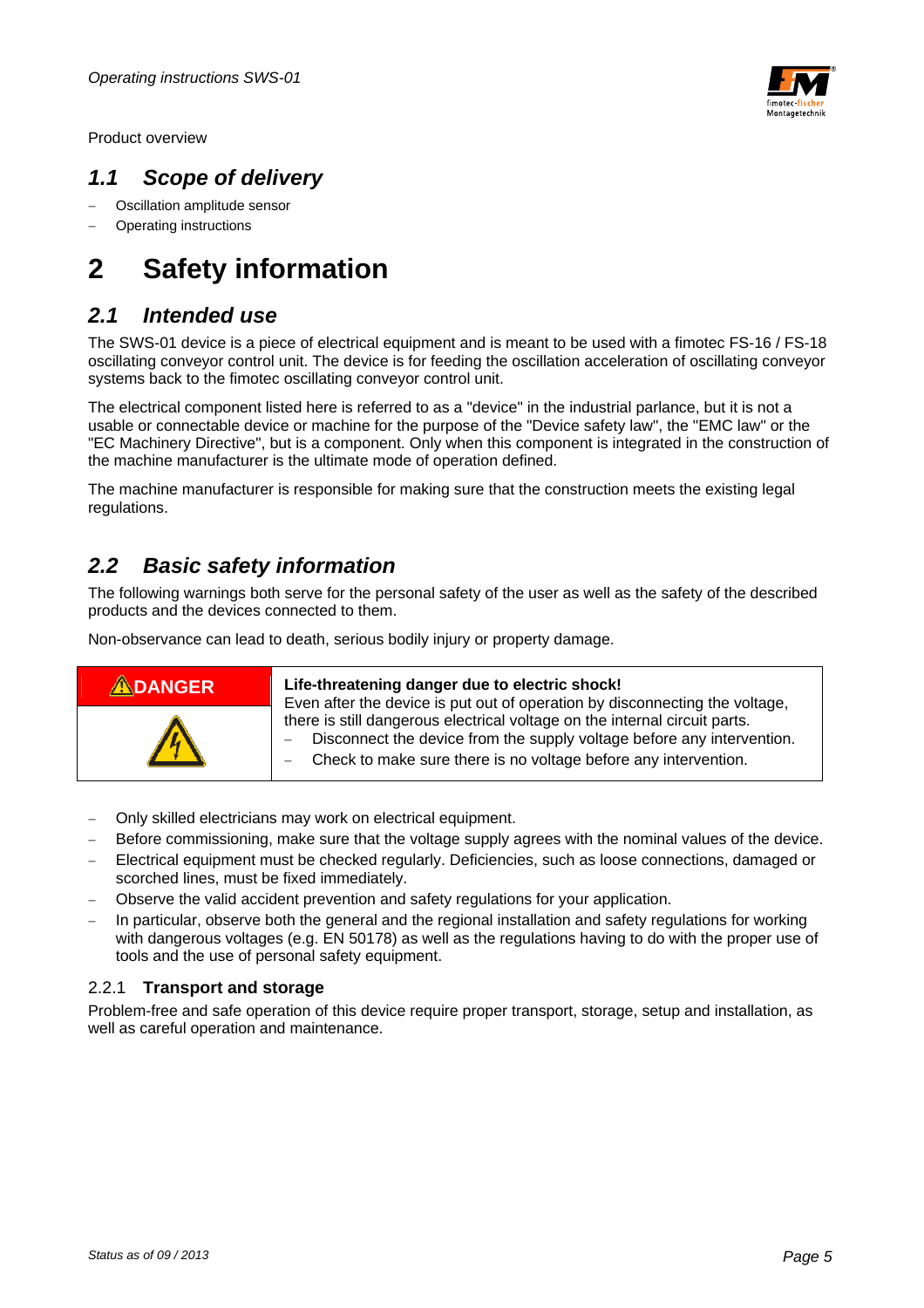Product overview

## 1.1 Scope of delivery

- Oscillation amplitude sensor
- Operating instructions

# 2 Safety information

## 2.1 Intended use

The SWS-01 device is a piece of electrical equipment and is meant to be used with a fimotec FS-16 / FS-18 oscillating conveyor control unit. The device is for feeding the oscillation acceleration of oscillating conveyor systems back to the fimotec oscillating conveyor control unit.

The electrical component listed here is referred to as a "device" in the industrial parlance, but it is not a usable or connectable device or machine for the purpose of the "Device safety law", the "EMC law" or the "EC Machinery Directive", but is a component. Only when this component is integrated in the construction of the machine manufacturer is the ultimate mode of operation defined.

The machine manufacturer is responsible for making sure that the construction meets the existing legal regulations.

## 2.2 Basic safety information

The following warnings both serve for the personal safety of the user as well as the safety of the described products and the devices connected to them.

Non-observance can lead to death, serious bodily injury or property damage.

| ⚠DANGER | **Life-threatening danger due to electric shock!**<br>Even after the device is put out of operation by disconnecting the voltage, there is still dangerous electrical voltage on the internal circuit parts.<br>– Disconnect the device from the supply voltage before any intervention.<br>– Check to make sure there is no voltage before any intervention. |
|---|---|

- Only skilled electricians may work on electrical equipment.
- Before commissioning, make sure that the voltage supply agrees with the nominal values of the device.
- Electrical equipment must be checked regularly. Deficiencies, such as loose connections, damaged or scorched lines, must be fixed immediately.
- Observe the valid accident prevention and safety regulations for your application.
- In particular, observe both the general and the regional installation and safety regulations for working with dangerous voltages (e.g. EN 50178) as well as the regulations having to do with the proper use of tools and the use of personal safety equipment.

### 2.2.1 Transport and storage

Problem-free and safe operation of this device require proper transport, storage, setup and installation, as well as careful operation and maintenance.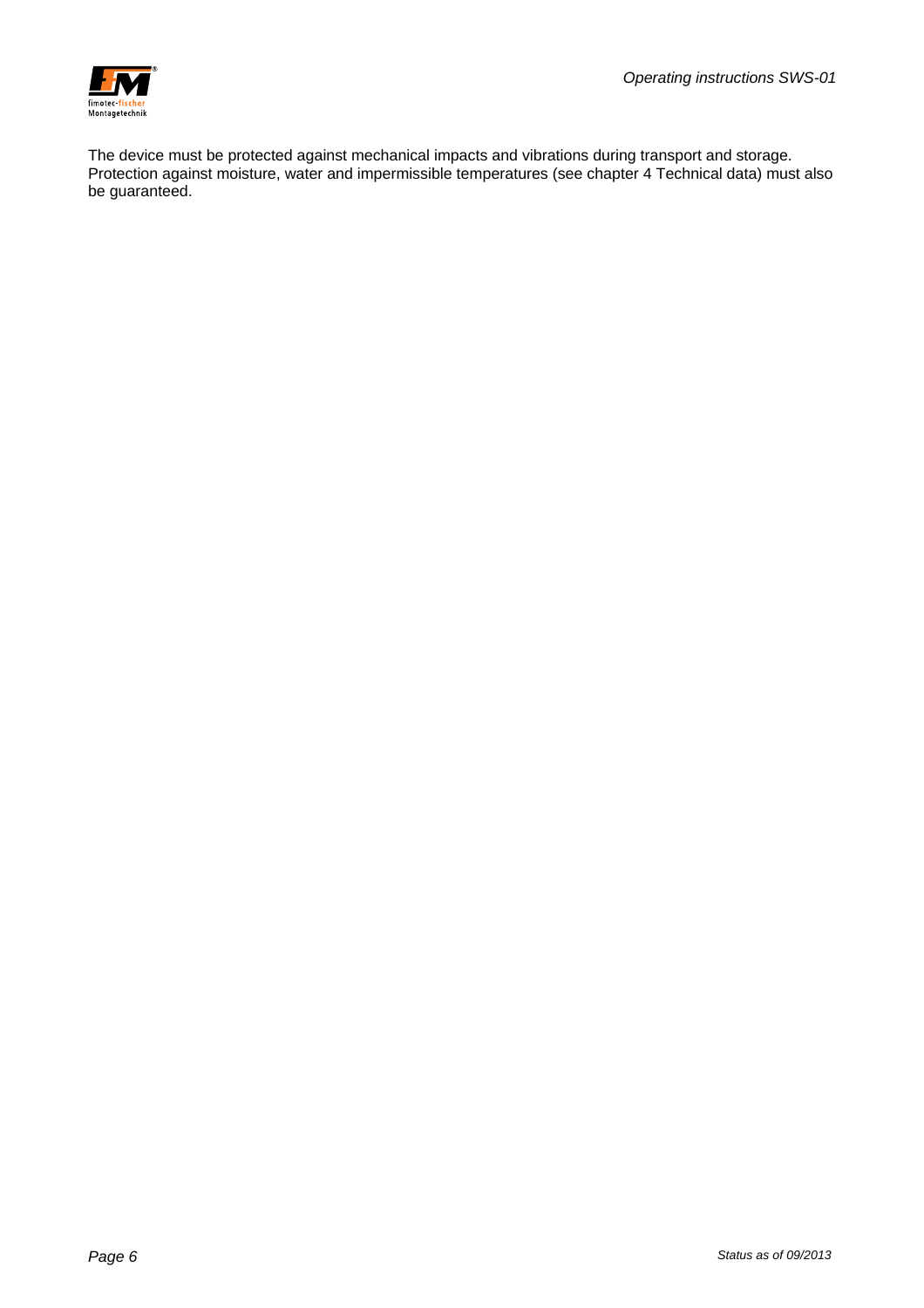The device must be protected against mechanical impacts and vibrations during transport and storage. Protection against moisture, water and impermissible temperatures (see chapter 4 Technical data) must also be guaranteed.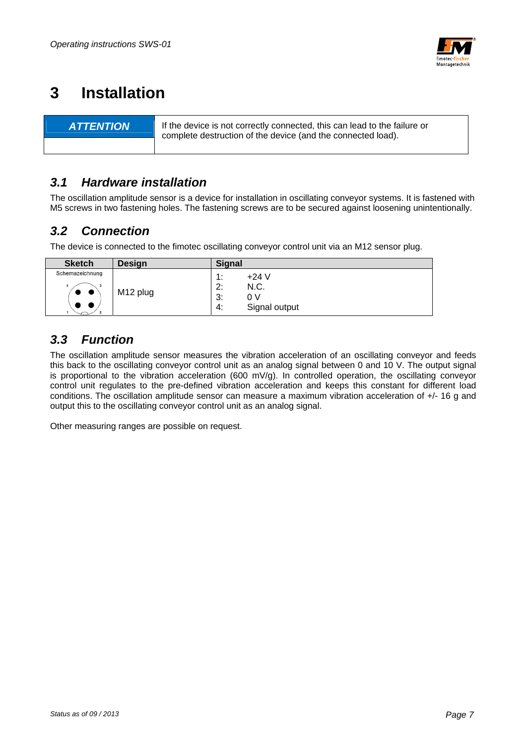# 3 Installation

| ATTENTION | If the device is not correctly connected, this can lead to the failure or complete destruction of the device (and the connected load). |
|---|---|

## 3.1 Hardware installation

The oscillation amplitude sensor is a device for installation in oscillating conveyor systems. It is fastened with M5 screws in two fastening holes. The fastening screws are to be secured against loosening unintentionally.

## 3.2 Connection

The device is connected to the fimotec oscillating conveyor control unit via an M12 sensor plug.

| Sketch | Design | Signal |
|---|---|---|
| Schemazeichnung | M12 plug | 1: +24 V<br>2: N.C.<br>3: 0 V<br>4: Signal output |

## 3.3 Function

The oscillation amplitude sensor measures the vibration acceleration of an oscillating conveyor and feeds this back to the oscillating conveyor control unit as an analog signal between 0 and 10 V. The output signal is proportional to the vibration acceleration (600 mV/g). In controlled operation, the oscillating conveyor control unit regulates to the pre-defined vibration acceleration and keeps this constant for different load conditions. The oscillation amplitude sensor can measure a maximum vibration acceleration of +/- 16 g and output this to the oscillating conveyor control unit as an analog signal.

Other measuring ranges are possible on request.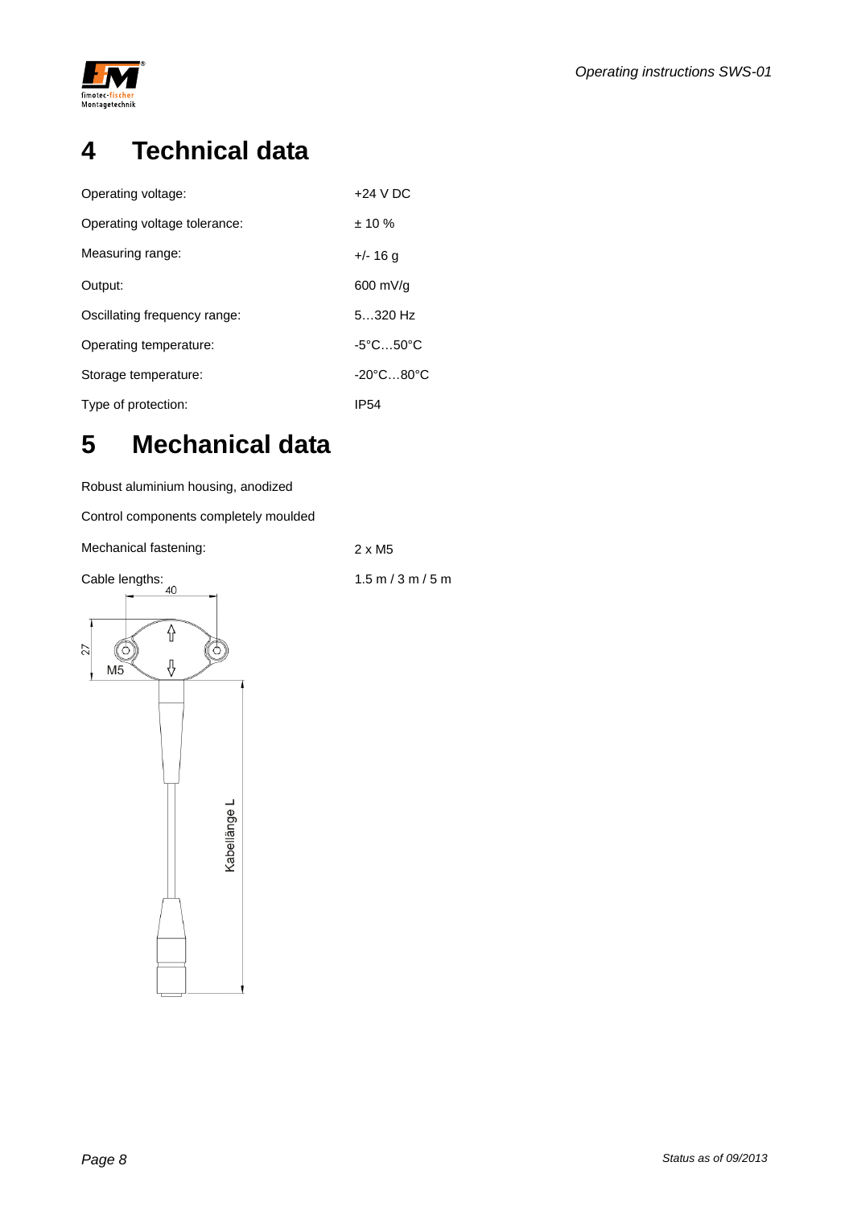# 4 Technical data

| | |
|---|---|
| Operating voltage: | +24 V DC |
| Operating voltage tolerance: | ± 10 % |
| Measuring range: | +/- 16 g |
| Output: | 600 mV/g |
| Oscillating frequency range: | 5…320 Hz |
| Operating temperature: | -5°C…50°C |
| Storage temperature: | -20°C…80°C |
| Type of protection: | IP54 |

# 5 Mechanical data

Robust aluminium housing, anodized

Control components completely moulded

| | |
|---|---|
| Mechanical fastening: | 2 x M5 |
| Cable lengths: | 1.5 m / 3 m / 5 m |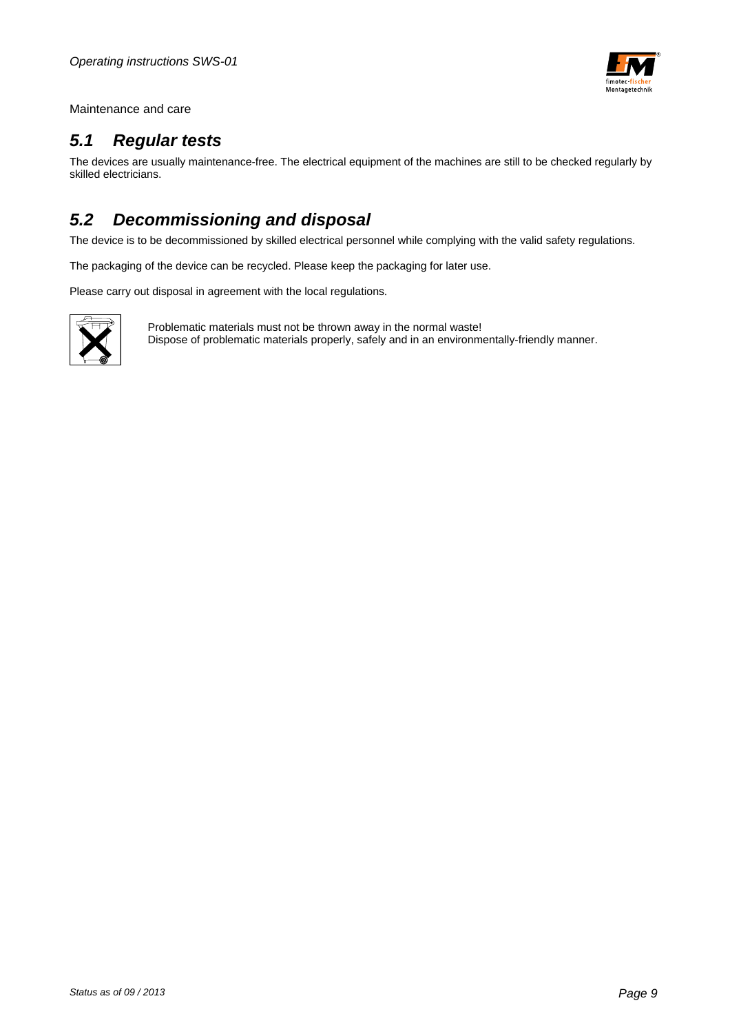Maintenance and care

## *5.1 Regular tests*

The devices are usually maintenance-free. The electrical equipment of the machines are still to be checked regularly by skilled electricians.

## *5.2 Decommissioning and disposal*

The device is to be decommissioned by skilled electrical personnel while complying with the valid safety regulations.

The packaging of the device can be recycled. Please keep the packaging for later use.

Please carry out disposal in agreement with the local regulations.

Problematic materials must not be thrown away in the normal waste!
Dispose of problematic materials properly, safely and in an environmentally-friendly manner.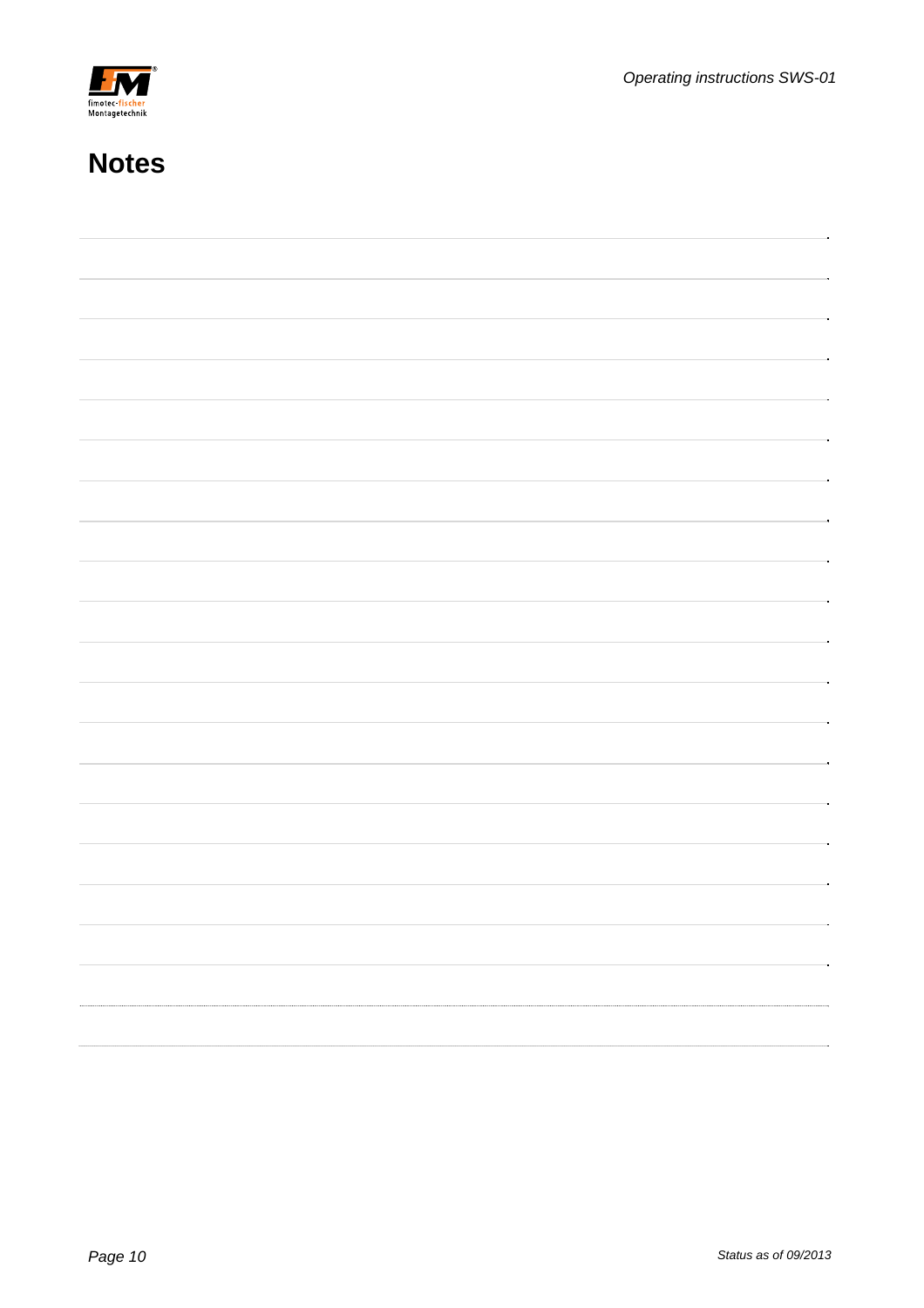# Notes